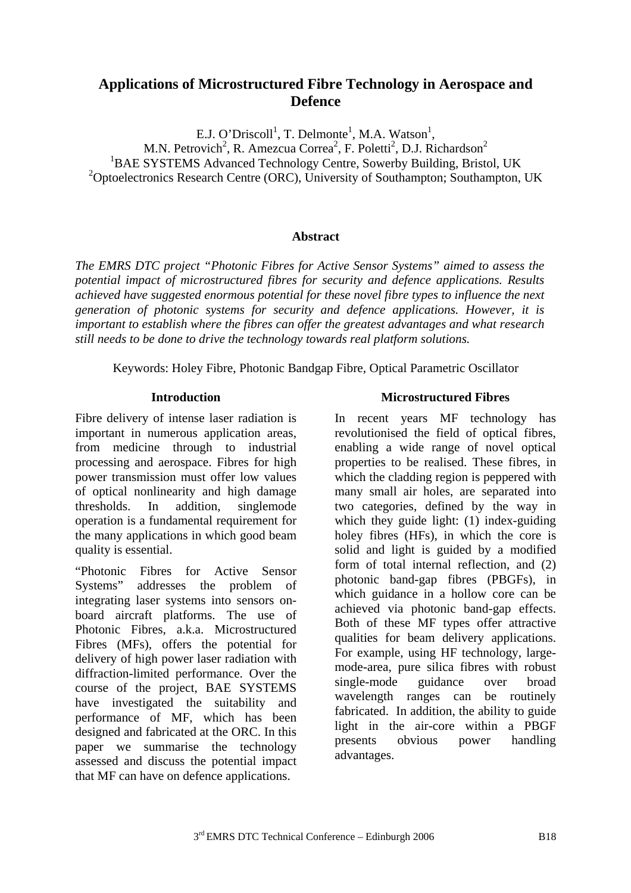# Applications of Microstructured Fibre Technology in Aerospace and Defence

E.J. O'Driscoll[1], T. Delmonte[1], M.A. Watson[1],
M.N. Petrovich[2], R. Amezcua Correa[2], F. Poletti[2], D.J. Richardson[2]
[1]BAE SYSTEMS Advanced Technology Centre, Sowerby Building, Bristol, UK
[2]Optoelectronics Research Centre (ORC), University of Southampton; Southampton, UK

## Abstract

*The EMRS DTC project "Photonic Fibres for Active Sensor Systems" aimed to assess the potential impact of microstructured fibres for security and defence applications. Results achieved have suggested enormous potential for these novel fibre types to influence the next generation of photonic systems for security and defence applications. However, it is important to establish where the fibres can offer the greatest advantages and what research still needs to be done to drive the technology towards real platform solutions.*

Keywords: Holey Fibre, Photonic Bandgap Fibre, Optical Parametric Oscillator

## Introduction

Fibre delivery of intense laser radiation is important in numerous application areas, from medicine through to industrial processing and aerospace. Fibres for high power transmission must offer low values of optical nonlinearity and high damage thresholds. In addition, singlemode operation is a fundamental requirement for the many applications in which good beam quality is essential.

"Photonic Fibres for Active Sensor Systems" addresses the problem of integrating laser systems into sensors on-board aircraft platforms. The use of Photonic Fibres, a.k.a. Microstructured Fibres (MFs), offers the potential for delivery of high power laser radiation with diffraction-limited performance. Over the course of the project, BAE SYSTEMS have investigated the suitability and performance of MF, which has been designed and fabricated at the ORC. In this paper we summarise the technology assessed and discuss the potential impact that MF can have on defence applications.

## Microstructured Fibres

In recent years MF technology has revolutionised the field of optical fibres, enabling a wide range of novel optical properties to be realised. These fibres, in which the cladding region is peppered with many small air holes, are separated into two categories, defined by the way in which they guide light: (1) index-guiding holey fibres (HFs), in which the core is solid and light is guided by a modified form of total internal reflection, and (2) photonic band-gap fibres (PBGFs), in which guidance in a hollow core can be achieved via photonic band-gap effects. Both of these MF types offer attractive qualities for beam delivery applications. For example, using HF technology, large-mode-area, pure silica fibres with robust single-mode guidance over broad wavelength ranges can be routinely fabricated. In addition, the ability to guide light in the air-core within a PBGF presents obvious power handling advantages.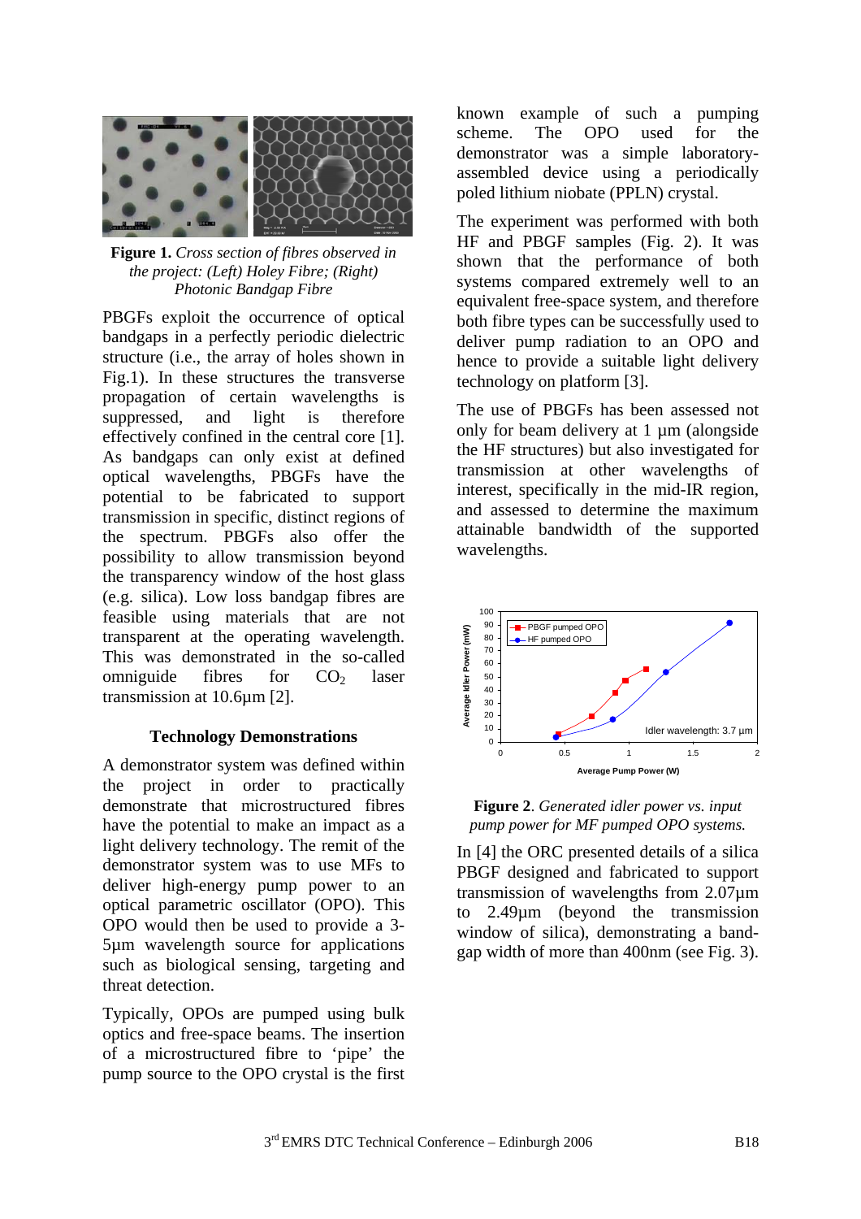**Figure 1.** *Cross section of fibres observed in the project: (Left) Holey Fibre; (Right) Photonic Bandgap Fibre*

PBGFs exploit the occurrence of optical bandgaps in a perfectly periodic dielectric structure (i.e., the array of holes shown in Fig.1). In these structures the transverse propagation of certain wavelengths is suppressed, and light is therefore effectively confined in the central core [1]. As bandgaps can only exist at defined optical wavelengths, PBGFs have the potential to be fabricated to support transmission in specific, distinct regions of the spectrum. PBGFs also offer the possibility to allow transmission beyond the transparency window of the host glass (e.g. silica). Low loss bandgap fibres are feasible using materials that are not transparent at the operating wavelength. This was demonstrated in the so-called omniguide fibres for $CO_2$ laser transmission at 10.6µm [2].

### Technology Demonstrations

A demonstrator system was defined within the project in order to practically demonstrate that microstructured fibres have the potential to make an impact as a light delivery technology. The remit of the demonstrator system was to use MFs to deliver high-energy pump power to an optical parametric oscillator (OPO). This OPO would then be used to provide a 3-5µm wavelength source for applications such as biological sensing, targeting and threat detection.

Typically, OPOs are pumped using bulk optics and free-space beams. The insertion of a microstructured fibre to 'pipe' the pump source to the OPO crystal is the first known example of such a pumping scheme. The OPO used for the demonstrator was a simple laboratory-assembled device using a periodically poled lithium niobate (PPLN) crystal.

The experiment was performed with both HF and PBGF samples (Fig. 2). It was shown that the performance of both systems compared extremely well to an equivalent free-space system, and therefore both fibre types can be successfully used to deliver pump radiation to an OPO and hence to provide a suitable light delivery technology on platform [3].

The use of PBGFs has been assessed not only for beam delivery at 1 µm (alongside the HF structures) but also investigated for transmission at other wavelengths of interest, specifically in the mid-IR region, and assessed to determine the maximum attainable bandwidth of the supported wavelengths.

**Figure 2**. *Generated idler power vs. input pump power for MF pumped OPO systems.*

In [4] the ORC presented details of a silica PBGF designed and fabricated to support transmission of wavelengths from 2.07µm to 2.49µm (beyond the transmission window of silica), demonstrating a band-gap width of more than 400nm (see Fig. 3).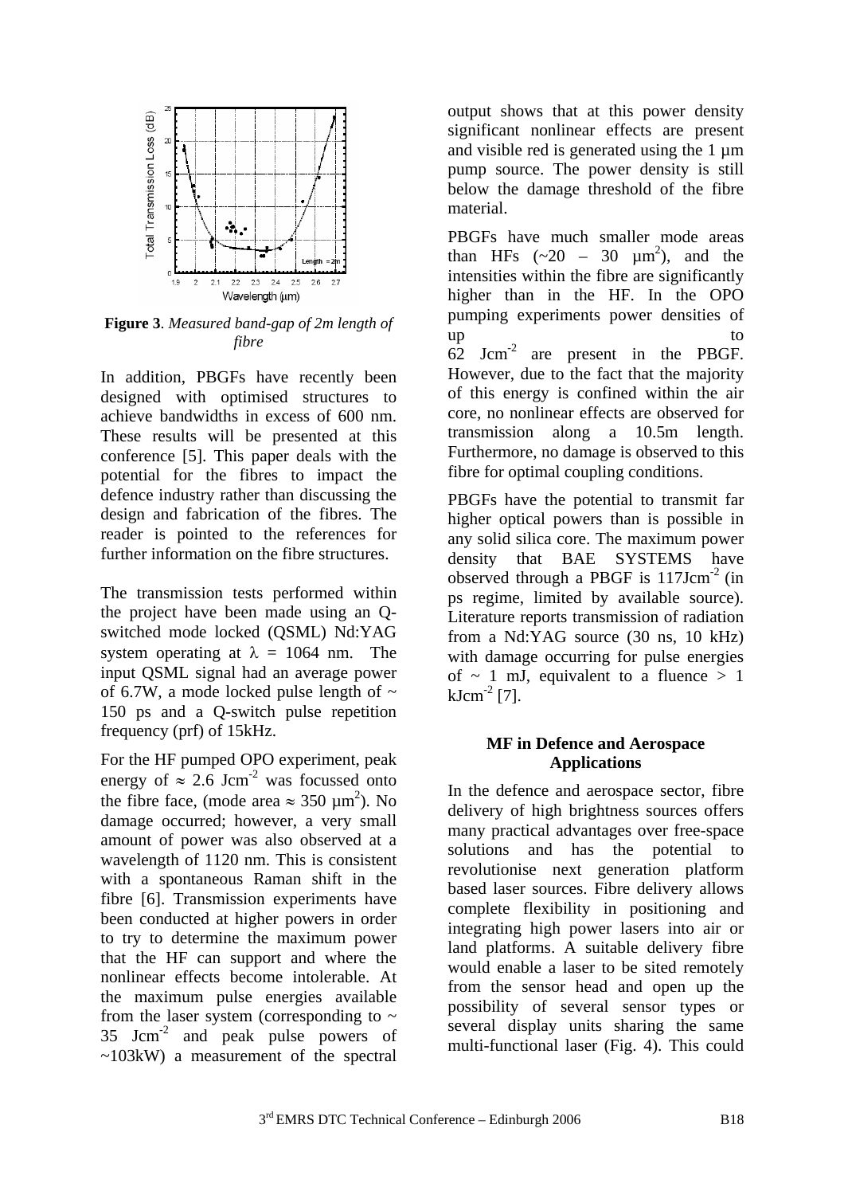**Figure 3**. *Measured band-gap of 2m length of fibre*

In addition, PBGFs have recently been designed with optimised structures to achieve bandwidths in excess of 600 nm. These results will be presented at this conference [5]. This paper deals with the potential for the fibres to impact the defence industry rather than discussing the design and fabrication of the fibres. The reader is pointed to the references for further information on the fibre structures.

The transmission tests performed within the project have been made using an Q-switched mode locked (QSML) Nd:YAG system operating at $\lambda$ = 1064 nm. The input QSML signal had an average power of 6.7W, a mode locked pulse length of ~ 150 ps and a Q-switch pulse repetition frequency (prf) of 15kHz.

For the HF pumped OPO experiment, peak energy of $\approx$ 2.6 $Jcm^{-2}$ was focussed onto the fibre face, (mode area $\approx$ 350 $\mu m^2$). No damage occurred; however, a very small amount of power was also observed at a wavelength of 1120 nm. This is consistent with a spontaneous Raman shift in the fibre [6]. Transmission experiments have been conducted at higher powers in order to try to determine the maximum power that the HF can support and where the nonlinear effects become intolerable. At the maximum pulse energies available from the laser system (corresponding to ~ 35 $Jcm^{-2}$ and peak pulse powers of ~103kW) a measurement of the spectral output shows that at this power density significant nonlinear effects are present and visible red is generated using the 1 µm pump source. The power density is still below the damage threshold of the fibre material.

PBGFs have much smaller mode areas than HFs (~20 – 30 $\mu m^2$), and the intensities within the fibre are significantly higher than in the HF. In the OPO pumping experiments power densities of up to 62 $Jcm^{-2}$ are present in the PBGF. However, due to the fact that the majority of this energy is confined within the air core, no nonlinear effects are observed for transmission along a 10.5m length. Furthermore, no damage is observed to this fibre for optimal coupling conditions.

PBGFs have the potential to transmit far higher optical powers than is possible in any solid silica core. The maximum power density that BAE SYSTEMS have observed through a PBGF is 117$Jcm^{-2}$ (in ps regime, limited by available source). Literature reports transmission of radiation from a Nd:YAG source (30 ns, 10 kHz) with damage occurring for pulse energies of ~ 1 mJ, equivalent to a fluence > 1 $kJcm^{-2}$ [7].

## MF in Defence and Aerospace Applications

In the defence and aerospace sector, fibre delivery of high brightness sources offers many practical advantages over free-space solutions and has the potential to revolutionise next generation platform based laser sources. Fibre delivery allows complete flexibility in positioning and integrating high power lasers into air or land platforms. A suitable delivery fibre would enable a laser to be sited remotely from the sensor head and open up the possibility of several sensor types or several display units sharing the same multi-functional laser (Fig. 4). This could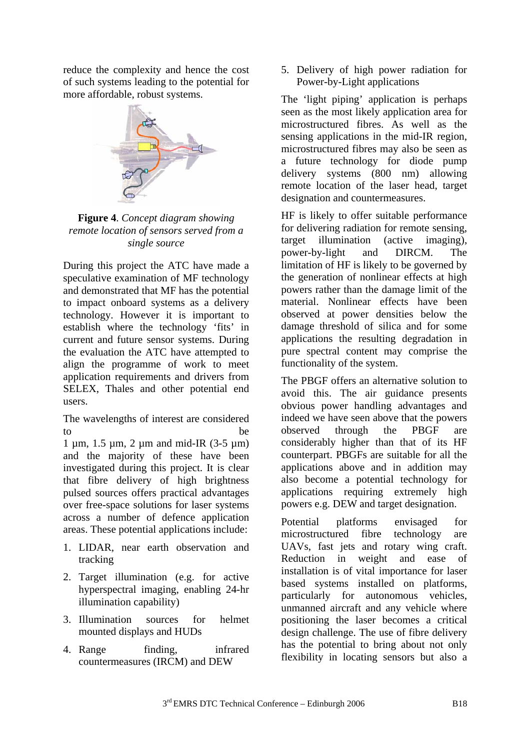reduce the complexity and hence the cost of such systems leading to the potential for more affordable, robust systems.

**Figure 4**. *Concept diagram showing remote location of sensors served from a single source*

During this project the ATC have made a speculative examination of MF technology and demonstrated that MF has the potential to impact onboard systems as a delivery technology. However it is important to establish where the technology 'fits' in current and future sensor systems. During the evaluation the ATC have attempted to align the programme of work to meet application requirements and drivers from SELEX, Thales and other potential end users.

The wavelengths of interest are considered to be 1 µm, 1.5 µm, 2 µm and mid-IR (3-5 µm) and the majority of these have been investigated during this project. It is clear that fibre delivery of high brightness pulsed sources offers practical advantages over free-space solutions for laser systems across a number of defence application areas. These potential applications include:

1. LIDAR, near earth observation and tracking
2. Target illumination (e.g. for active hyperspectral imaging, enabling 24-hr illumination capability)
3. Illumination sources for helmet mounted displays and HUDs
4. Range finding, infrared countermeasures (IRCM) and DEW
5. Delivery of high power radiation for Power-by-Light applications

The 'light piping' application is perhaps seen as the most likely application area for microstructured fibres. As well as the sensing applications in the mid-IR region, microstructured fibres may also be seen as a future technology for diode pump delivery systems (800 nm) allowing remote location of the laser head, target designation and countermeasures.

HF is likely to offer suitable performance for delivering radiation for remote sensing, target illumination (active imaging), power-by-light and DIRCM. The limitation of HF is likely to be governed by the generation of nonlinear effects at high powers rather than the damage limit of the material. Nonlinear effects have been observed at power densities below the damage threshold of silica and for some applications the resulting degradation in pure spectral content may comprise the functionality of the system.

The PBGF offers an alternative solution to avoid this. The air guidance presents obvious power handling advantages and indeed we have seen above that the powers observed through the PBGF are considerably higher than that of its HF counterpart. PBGFs are suitable for all the applications above and in addition may also become a potential technology for applications requiring extremely high powers e.g. DEW and target designation.

Potential platforms envisaged for microstructured fibre technology are UAVs, fast jets and rotary wing craft. Reduction in weight and ease of installation is of vital importance for laser based systems installed on platforms, particularly for autonomous vehicles, unmanned aircraft and any vehicle where positioning the laser becomes a critical design challenge. The use of fibre delivery has the potential to bring about not only flexibility in locating sensors but also a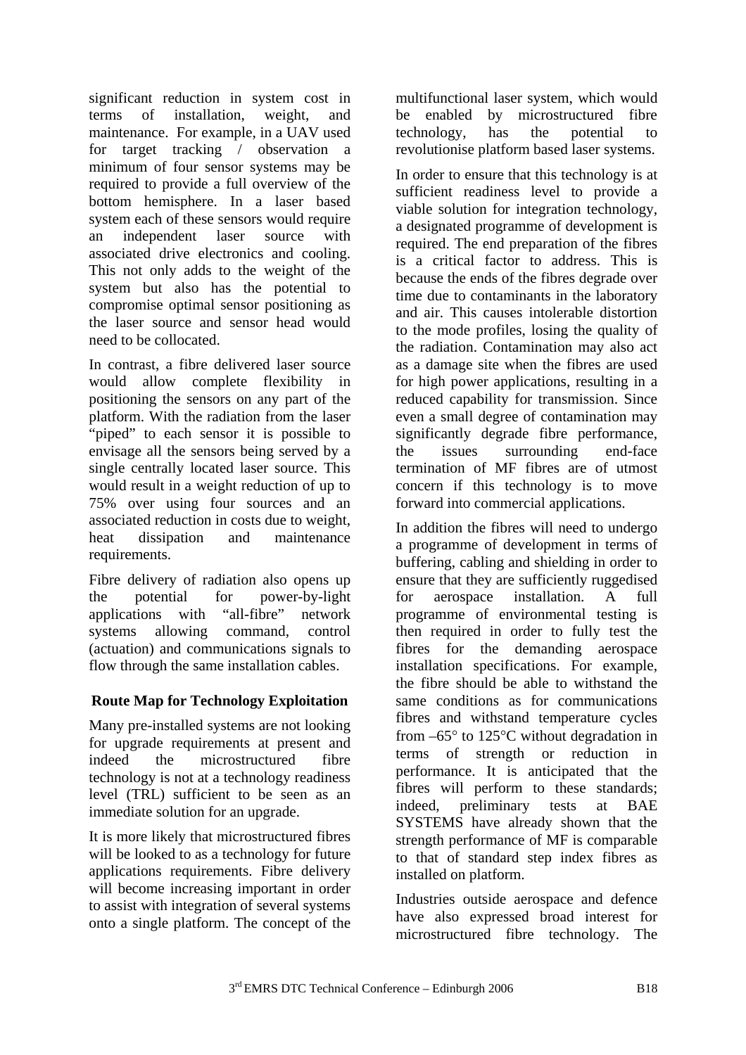significant reduction in system cost in terms of installation, weight, and maintenance. For example, in a UAV used for target tracking / observation a minimum of four sensor systems may be required to provide a full overview of the bottom hemisphere. In a laser based system each of these sensors would require an independent laser source with associated drive electronics and cooling. This not only adds to the weight of the system but also has the potential to compromise optimal sensor positioning as the laser source and sensor head would need to be collocated.

In contrast, a fibre delivered laser source would allow complete flexibility in positioning the sensors on any part of the platform. With the radiation from the laser "piped" to each sensor it is possible to envisage all the sensors being served by a single centrally located laser source. This would result in a weight reduction of up to 75% over using four sources and an associated reduction in costs due to weight, heat dissipation and maintenance requirements.

Fibre delivery of radiation also opens up the potential for power-by-light applications with "all-fibre" network systems allowing command, control (actuation) and communications signals to flow through the same installation cables.

## Route Map for Technology Exploitation

Many pre-installed systems are not looking for upgrade requirements at present and indeed the microstructured fibre technology is not at a technology readiness level (TRL) sufficient to be seen as an immediate solution for an upgrade.

It is more likely that microstructured fibres will be looked to as a technology for future applications requirements. Fibre delivery will become increasing important in order to assist with integration of several systems onto a single platform. The concept of the multifunctional laser system, which would be enabled by microstructured fibre technology, has the potential to revolutionise platform based laser systems.

In order to ensure that this technology is at sufficient readiness level to provide a viable solution for integration technology, a designated programme of development is required. The end preparation of the fibres is a critical factor to address. This is because the ends of the fibres degrade over time due to contaminants in the laboratory and air. This causes intolerable distortion to the mode profiles, losing the quality of the radiation. Contamination may also act as a damage site when the fibres are used for high power applications, resulting in a reduced capability for transmission. Since even a small degree of contamination may significantly degrade fibre performance, the issues surrounding end-face termination of MF fibres are of utmost concern if this technology is to move forward into commercial applications.

In addition the fibres will need to undergo a programme of development in terms of buffering, cabling and shielding in order to ensure that they are sufficiently ruggedised for aerospace installation. A full programme of environmental testing is then required in order to fully test the fibres for the demanding aerospace installation specifications. For example, the fibre should be able to withstand the same conditions as for communications fibres and withstand temperature cycles from –65° to 125°C without degradation in terms of strength or reduction in performance. It is anticipated that the fibres will perform to these standards; indeed, preliminary tests at BAE SYSTEMS have already shown that the strength performance of MF is comparable to that of standard step index fibres as installed on platform.

Industries outside aerospace and defence have also expressed broad interest for microstructured fibre technology. The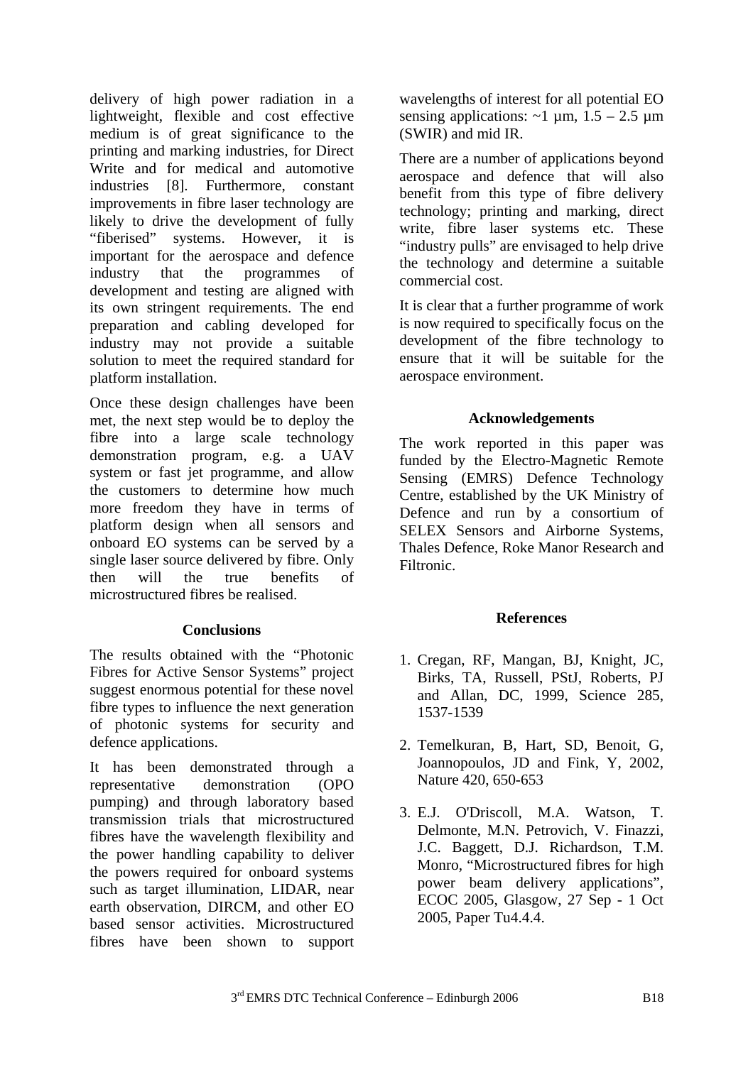delivery of high power radiation in a lightweight, flexible and cost effective medium is of great significance to the printing and marking industries, for Direct Write and for medical and automotive industries [8]. Furthermore, constant improvements in fibre laser technology are likely to drive the development of fully “fiberised” systems. However, it is important for the aerospace and defence industry that the programmes of development and testing are aligned with its own stringent requirements. The end preparation and cabling developed for industry may not provide a suitable solution to meet the required standard for platform installation.

Once these design challenges have been met, the next step would be to deploy the fibre into a large scale technology demonstration program, e.g. a UAV system or fast jet programme, and allow the customers to determine how much more freedom they have in terms of platform design when all sensors and onboard EO systems can be served by a single laser source delivered by fibre. Only then will the true benefits of microstructured fibres be realised.

## Conclusions

The results obtained with the “Photonic Fibres for Active Sensor Systems” project suggest enormous potential for these novel fibre types to influence the next generation of photonic systems for security and defence applications.

It has been demonstrated through a representative demonstration (OPO pumping) and through laboratory based transmission trials that microstructured fibres have the wavelength flexibility and the power handling capability to deliver the powers required for onboard systems such as target illumination, LIDAR, near earth observation, DIRCM, and other EO based sensor activities. Microstructured fibres have been shown to support wavelengths of interest for all potential EO sensing applications: ~1 µm, 1.5 – 2.5 µm (SWIR) and mid IR.

There are a number of applications beyond aerospace and defence that will also benefit from this type of fibre delivery technology; printing and marking, direct write, fibre laser systems etc. These “industry pulls” are envisaged to help drive the technology and determine a suitable commercial cost.

It is clear that a further programme of work is now required to specifically focus on the development of the fibre technology to ensure that it will be suitable for the aerospace environment.

## Acknowledgements

The work reported in this paper was funded by the Electro-Magnetic Remote Sensing (EMRS) Defence Technology Centre, established by the UK Ministry of Defence and run by a consortium of SELEX Sensors and Airborne Systems, Thales Defence, Roke Manor Research and Filtronic.

## References

1. Cregan, RF, Mangan, BJ, Knight, JC, Birks, TA, Russell, PStJ, Roberts, PJ and Allan, DC, 1999, Science 285, 1537-1539

2. Temelkuran, B, Hart, SD, Benoit, G, Joannopoulos, JD and Fink, Y, 2002, Nature 420, 650-653

3. E.J. O'Driscoll, M.A. Watson, T. Delmonte, M.N. Petrovich, V. Finazzi, J.C. Baggett, D.J. Richardson, T.M. Monro, “Microstructured fibres for high power beam delivery applications”, ECOC 2005, Glasgow, 27 Sep - 1 Oct 2005, Paper Tu4.4.4.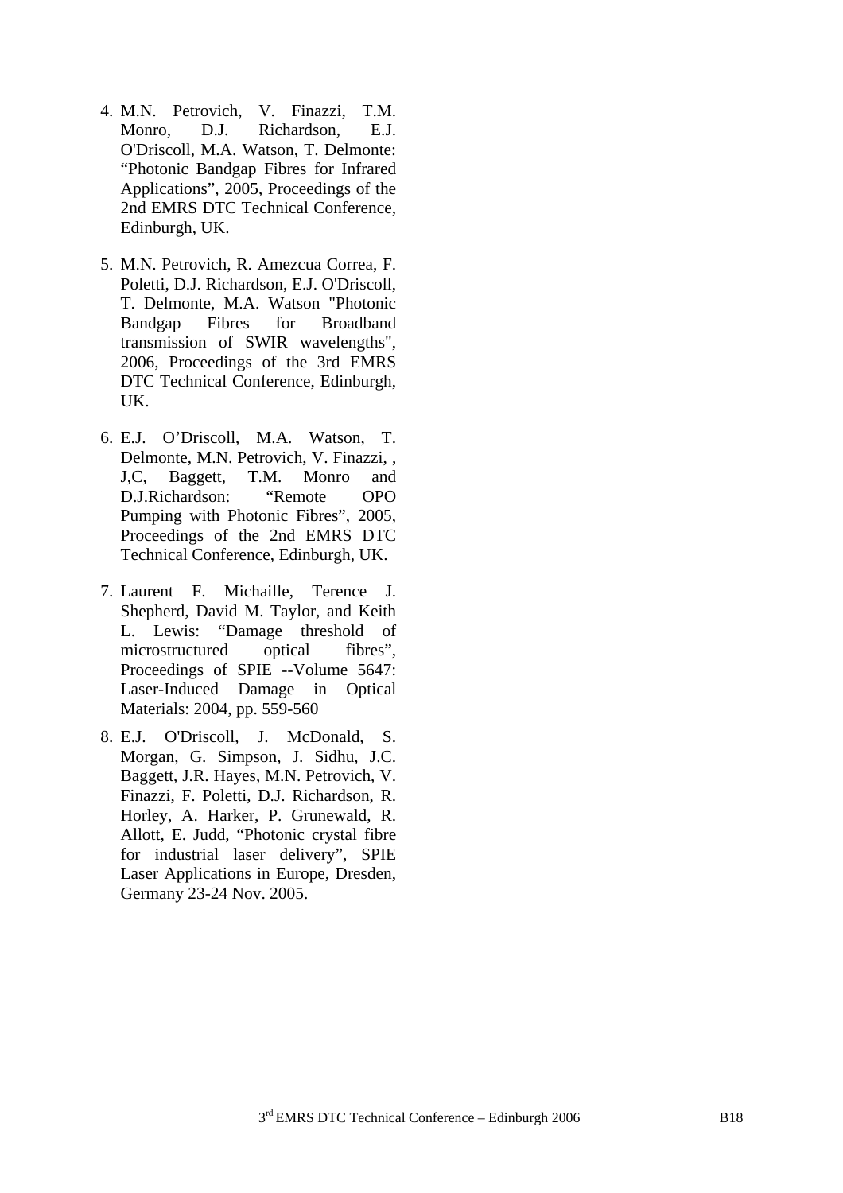4. M.N. Petrovich, V. Finazzi, T.M. Monro, D.J. Richardson, E.J. O'Driscoll, M.A. Watson, T. Delmonte: “Photonic Bandgap Fibres for Infrared Applications”, 2005, Proceedings of the 2nd EMRS DTC Technical Conference, Edinburgh, UK.

5. M.N. Petrovich, R. Amezcua Correa, F. Poletti, D.J. Richardson, E.J. O'Driscoll, T. Delmonte, M.A. Watson "Photonic Bandgap Fibres for Broadband transmission of SWIR wavelengths", 2006, Proceedings of the 3rd EMRS DTC Technical Conference, Edinburgh, UK.

6. E.J. O’Driscoll, M.A. Watson, T. Delmonte, M.N. Petrovich, V. Finazzi, , J,C, Baggett, T.M. Monro and D.J.Richardson: “Remote OPO Pumping with Photonic Fibres”, 2005, Proceedings of the 2nd EMRS DTC Technical Conference, Edinburgh, UK.

7. Laurent F. Michaille, Terence J. Shepherd, David M. Taylor, and Keith L. Lewis: “Damage threshold of microstructured optical fibres”, Proceedings of SPIE --Volume 5647: Laser-Induced Damage in Optical Materials: 2004, pp. 559-560

8. E.J. O'Driscoll, J. McDonald, S. Morgan, G. Simpson, J. Sidhu, J.C. Baggett, J.R. Hayes, M.N. Petrovich, V. Finazzi, F. Poletti, D.J. Richardson, R. Horley, A. Harker, P. Grunewald, R. Allott, E. Judd, “Photonic crystal fibre for industrial laser delivery”, SPIE Laser Applications in Europe, Dresden, Germany 23-24 Nov. 2005.